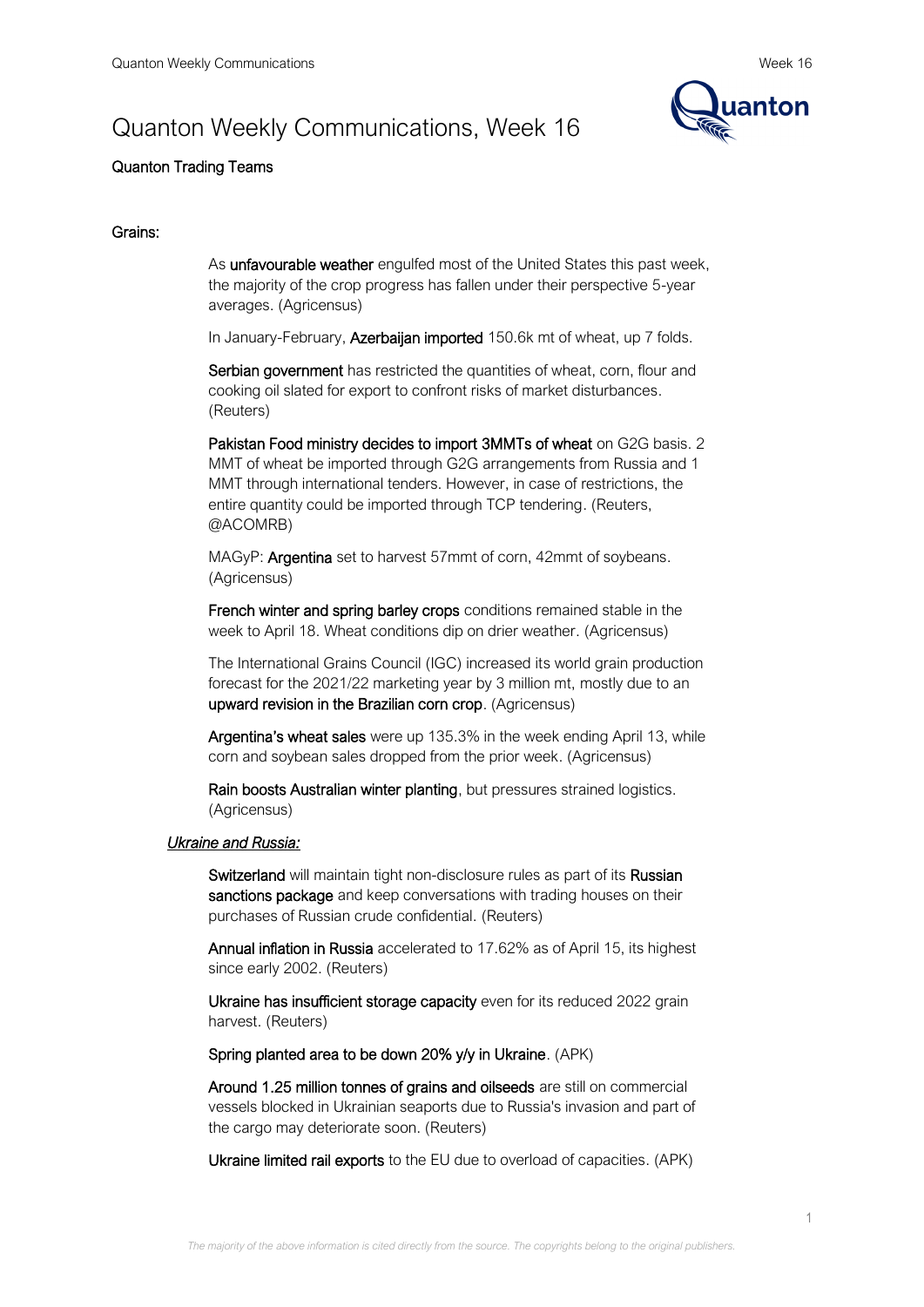# Quanton Weekly Communications, Week 16

**Quanton Trading Teams**

## Grains:

As **unfavourable weather** engulfed most of the United States this past week, the majority of the crop progress has fallen under their perspective 5-year averages. (Agricensus)

In January-February, **Azerbaijan imported** 150.6k mt of wheat, up 7 folds.

**Serbian government** has restricted the quantities of wheat, corn, flour and cooking oil slated for export to confront risks of market disturbances. (Reuters)

**Pakistan Food ministry decides to import 3MMTs of wheat** on G2G basis. 2 MMT of wheat be imported through G2G arrangements from Russia and 1 MMT through international tenders. However, in case of restrictions, the entire quantity could be imported through TCP tendering. (Reuters, @ACOMRB)

MAGyP: **Argentina** set to harvest 57mmt of corn, 42mmt of soybeans. (Agricensus)

**French winter and spring barley crops** conditions remained stable in the week to April 18. Wheat conditions dip on drier weather. (Agricensus)

The International Grains Council (IGC) increased its world grain production forecast for the 2021/22 marketing year by 3 million mt, mostly due to an **upward revision in the Brazilian corn crop**. (Agricensus)

**Argentina's wheat sales** were up 135.3% in the week ending April 13, while corn and soybean sales dropped from the prior week. (Agricensus)

**Rain boosts Australian winter planting**, but pressures strained logistics. (Agricensus)

### *Ukraine and Russia:*

**Switzerland** will maintain tight non-disclosure rules as part of its **Russian sanctions package** and keep conversations with trading houses on their purchases of Russian crude confidential. (Reuters)

**Annual inflation in Russia** accelerated to 17.62% as of April 15, its highest since early 2002. (Reuters)

**Ukraine has insufficient storage capacity** even for its reduced 2022 grain harvest. (Reuters)

**Spring planted area to be down 20% y/y in Ukraine**. (APK)

**Around 1.25 million tonnes of grains and oilseeds** are still on commercial vessels blocked in Ukrainian seaports due to Russia's invasion and part of the cargo may deteriorate soon. (Reuters)

**Ukraine limited rail exports** to the EU due to overload of capacities. (APK)

*The majority of the above information is cited directly from the source. The copyrights belong to the original publishers.*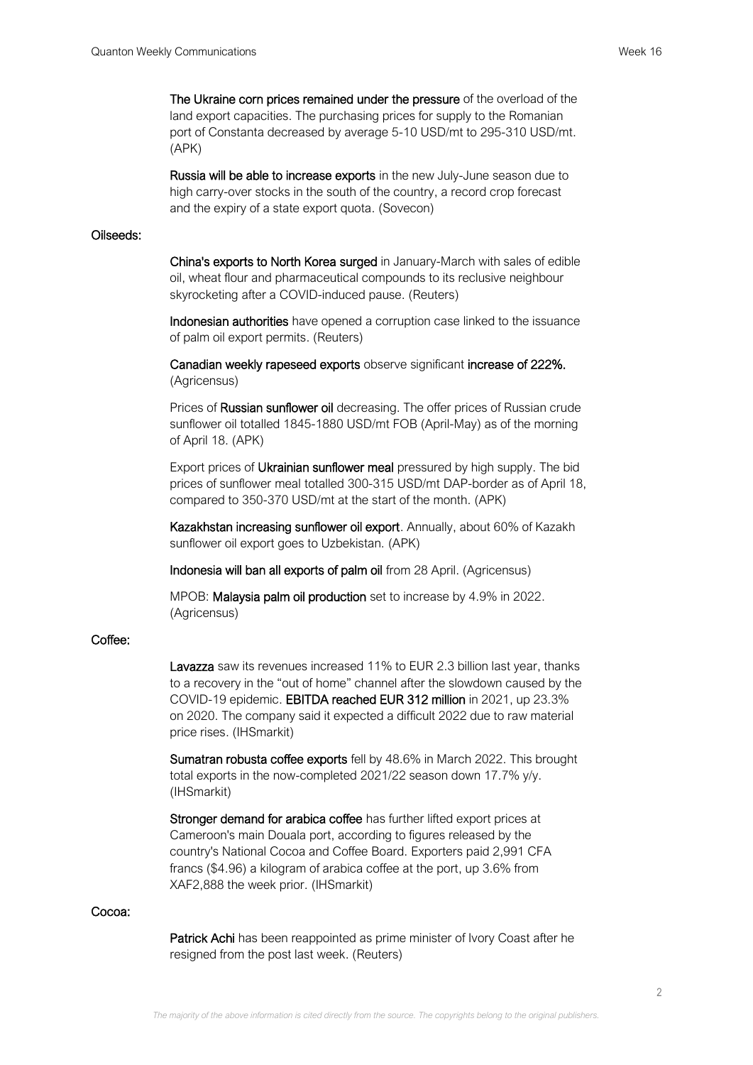**The Ukraine corn prices remained under the pressure** of the overload of the land export capacities. The purchasing prices for supply to the Romanian port of Constanta decreased by average 5-10 USD/mt to 295-310 USD/mt. (APK)

**Russia will be able to increase exports** in the new July-June season due to high carry-over stocks in the south of the country, a record crop forecast and the expiry of a state export quota. (Sovecon)

## Oilseeds:

**China's exports to North Korea surged** in January-March with sales of edible oil, wheat flour and pharmaceutical compounds to its reclusive neighbour skyrocketing after a COVID-induced pause. (Reuters)

**Indonesian authorities** have opened a corruption case linked to the issuance of palm oil export permits. (Reuters)

**Canadian weekly rapeseed exports** observe significant **increase of 222%.** (Agricensus)

Prices of **Russian sunflower oil** decreasing. The offer prices of Russian crude sunflower oil totalled 1845-1880 USD/mt FOB (April-May) as of the morning of April 18. (APK)

Export prices of **Ukrainian sunflower meal** pressured by high supply. The bid prices of sunflower meal totalled 300-315 USD/mt DAP-border as of April 18, compared to 350-370 USD/mt at the start of the month. (APK)

**Kazakhstan increasing sunflower oil export**. Annually, about 60% of Kazakh sunflower oil export goes to Uzbekistan. (APK)

**Indonesia will ban all exports of palm oil** from 28 April. (Agricensus)

MPOB: **Malaysia palm oil production** set to increase by 4.9% in 2022. (Agricensus)

## Coffee:

**Lavazza** saw its revenues increased 11% to EUR 2.3 billion last year, thanks to a recovery in the "out of home" channel after the slowdown caused by the COVID-19 epidemic. **EBITDA reached EUR 312 million** in 2021, up 23.3% on 2020. The company said it expected a difficult 2022 due to raw material price rises. (IHSmarkit)

**Sumatran robusta coffee exports** fell by 48.6% in March 2022. This brought total exports in the now-completed 2021/22 season down 17.7% y/y. (IHSmarkit)

**Stronger demand for arabica coffee** has further lifted export prices at Cameroon's main Douala port, according to figures released by the country's National Cocoa and Coffee Board. Exporters paid 2,991 CFA francs ($4.96) a kilogram of arabica coffee at the port, up 3.6% from XAF2,888 the week prior. (IHSmarkit)

## Cocoa:

**Patrick Achi** has been reappointed as prime minister of Ivory Coast after he resigned from the post last week. (Reuters)

*The majority of the above information is cited directly from the source. The copyrights belong to the original publishers.*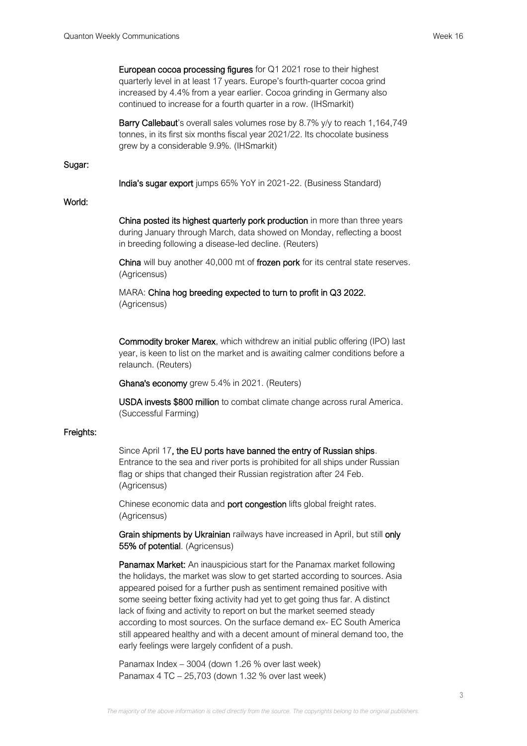**European cocoa processing figures** for Q1 2021 rose to their highest quarterly level in at least 17 years. Europe's fourth-quarter cocoa grind increased by 4.4% from a year earlier. Cocoa grinding in Germany also continued to increase for a fourth quarter in a row. (IHSmarkit)

**Barry Callebaut**'s overall sales volumes rose by 8.7% y/y to reach 1,164,749 tonnes, in its first six months fiscal year 2021/22. Its chocolate business grew by a considerable 9.9%. (IHSmarkit)

**Sugar:**

**India's sugar export** jumps 65% YoY in 2021-22. (Business Standard)

**World:**

**China posted its highest quarterly pork production** in more than three years during January through March, data showed on Monday, reflecting a boost in breeding following a disease-led decline. (Reuters)

**China** will buy another 40,000 mt of **frozen pork** for its central state reserves. (Agricensus)

MARA: **China hog breeding expected to turn to profit in Q3 2022.** (Agricensus)

**Commodity broker Marex**, which withdrew an initial public offering (IPO) last year, is keen to list on the market and is awaiting calmer conditions before a relaunch. (Reuters)

**Ghana's economy** grew 5.4% in 2021. (Reuters)

**USDA invests $800 million** to combat climate change across rural America. (Successful Farming)

**Freights:**

Since April 17**, the EU ports have banned the entry of Russian ships**. Entrance to the sea and river ports is prohibited for all ships under Russian flag or ships that changed their Russian registration after 24 Feb. (Agricensus)

Chinese economic data and **port congestion** lifts global freight rates. (Agricensus)

**Grain shipments by Ukrainian** railways have increased in April, but still **only 55% of potential**. (Agricensus)

**Panamax Market:** An inauspicious start for the Panamax market following the holidays, the market was slow to get started according to sources. Asia appeared poised for a further push as sentiment remained positive with some seeing better fixing activity had yet to get going thus far. A distinct lack of fixing and activity to report on but the market seemed steady according to most sources. On the surface demand ex- EC South America still appeared healthy and with a decent amount of mineral demand too, the early feelings were largely confident of a push.

Panamax Index – 3004 (down 1.26 % over last week)
Panamax 4 TC – 25,703 (down 1.32 % over last week)

*The majority of the above information is cited directly from the source. The copyrights belong to the original publishers.*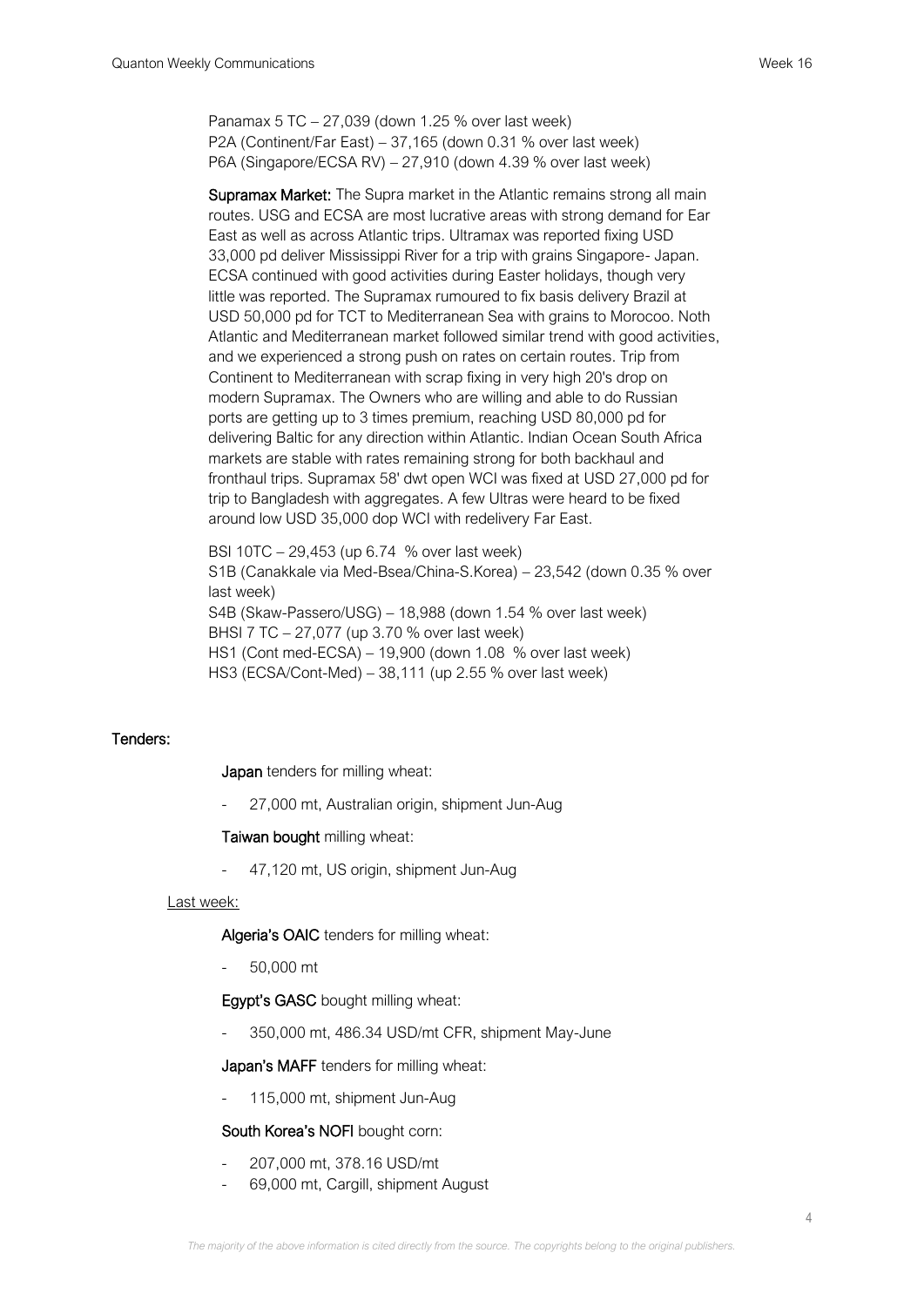Panamax 5 TC – 27,039 (down 1.25 % over last week)
P2A (Continent/Far East) – 37,165 (down 0.31 % over last week)
P6A (Singapore/ECSA RV) – 27,910 (down 4.39 % over last week)

**Supramax Market:** The Supra market in the Atlantic remains strong all main routes. USG and ECSA are most lucrative areas with strong demand for Ear East as well as across Atlantic trips. Ultramax was reported fixing USD 33,000 pd deliver Mississippi River for a trip with grains Singapore- Japan. ECSA continued with good activities during Easter holidays, though very little was reported. The Supramax rumoured to fix basis delivery Brazil at USD 50,000 pd for TCT to Mediterranean Sea with grains to Morocoo. Noth Atlantic and Mediterranean market followed similar trend with good activities, and we experienced a strong push on rates on certain routes. Trip from Continent to Mediterranean with scrap fixing in very high 20's drop on modern Supramax. The Owners who are willing and able to do Russian ports are getting up to 3 times premium, reaching USD 80,000 pd for delivering Baltic for any direction within Atlantic. Indian Ocean South Africa markets are stable with rates remaining strong for both backhaul and fronthaul trips. Supramax 58' dwt open WCI was fixed at USD 27,000 pd for trip to Bangladesh with aggregates. A few Ultras were heard to be fixed around low USD 35,000 dop WCI with redelivery Far East.

BSI 10TC – 29,453 (up 6.74 % over last week)
S1B (Canakkale via Med-Bsea/China-S.Korea) – 23,542 (down 0.35 % over last week)
S4B (Skaw-Passero/USG) – 18,988 (down 1.54 % over last week)
BHSI 7 TC – 27,077 (up 3.70 % over last week)
HS1 (Cont med-ECSA) – 19,900 (down 1.08 % over last week)
HS3 (ECSA/Cont-Med) – 38,111 (up 2.55 % over last week)

## Tenders:

**Japan** tenders for milling wheat:

- 27,000 mt, Australian origin, shipment Jun-Aug

**Taiwan bought** milling wheat:

- 47,120 mt, US origin, shipment Jun-Aug

Last week:

**Algeria's OAIC** tenders for milling wheat:

- 50,000 mt

**Egypt's GASC** bought milling wheat:

- 350,000 mt, 486.34 USD/mt CFR, shipment May-June

**Japan's MAFF** tenders for milling wheat:

- 115,000 mt, shipment Jun-Aug

**South Korea's NOFI** bought corn:

- 207,000 mt, 378.16 USD/mt
- 69,000 mt, Cargill, shipment August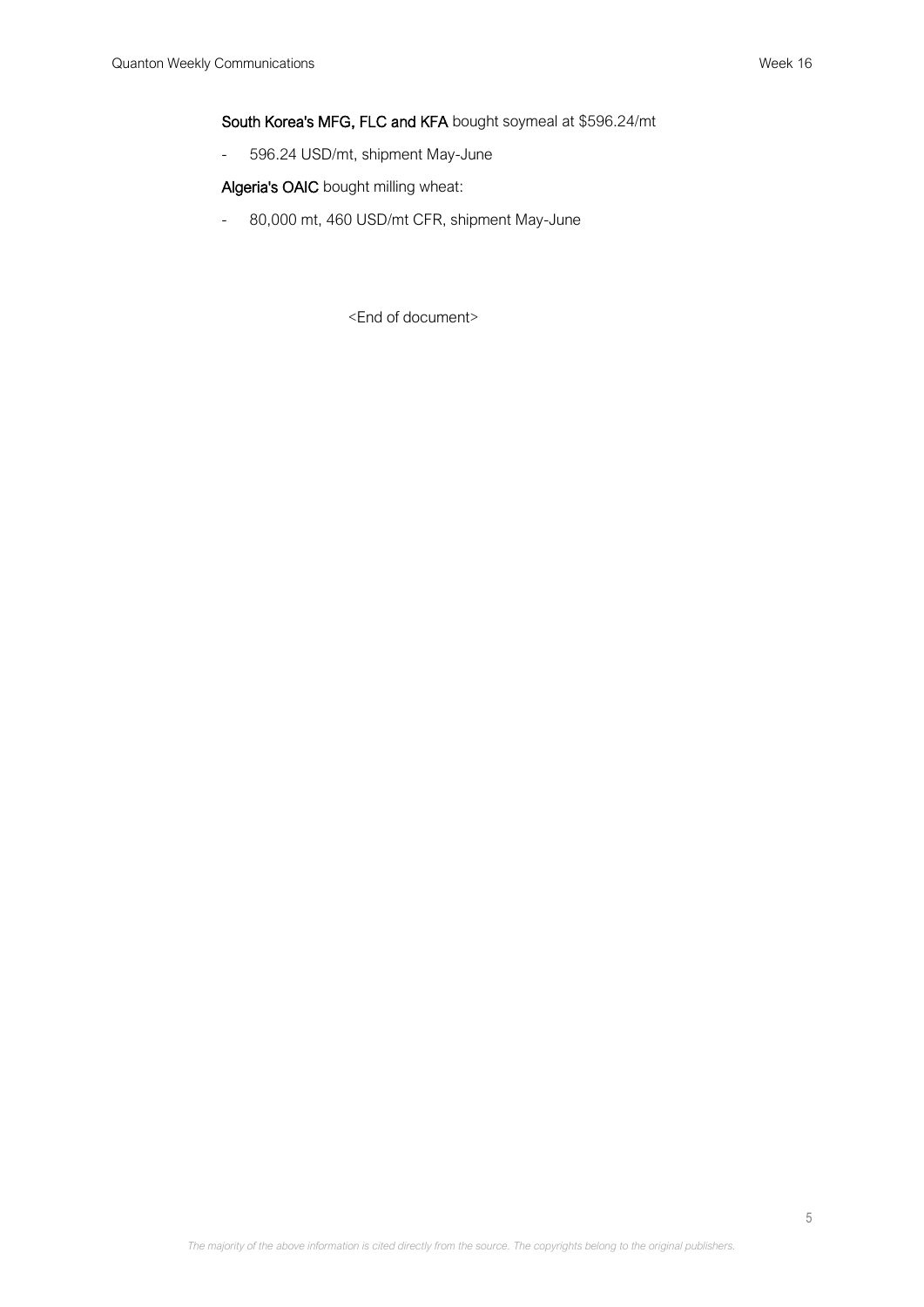**South Korea's MFG, FLC and KFA** bought soymeal at $596.24/mt

- 596.24 USD/mt, shipment May-June

**Algeria's OAIC** bought milling wheat:

- 80,000 mt, 460 USD/mt CFR, shipment May-June

<End of document>

*The majority of the above information is cited directly from the source. The copyrights belong to the original publishers.*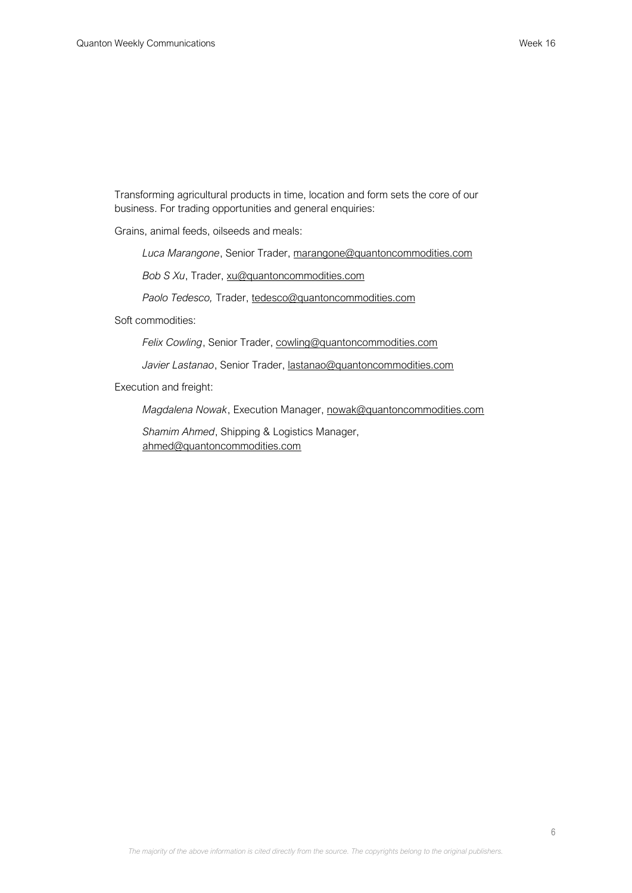Transforming agricultural products in time, location and form sets the core of our business. For trading opportunities and general enquiries:

Grains, animal feeds, oilseeds and meals:

*Luca Marangone*, Senior Trader, marangone@quantoncommodities.com

*Bob S Xu*, Trader, xu@quantoncommodities.com

*Paolo Tedesco,* Trader, tedesco@quantoncommodities.com

Soft commodities:

*Felix Cowling*, Senior Trader, cowling@quantoncommodities.com

*Javier Lastanao*, Senior Trader, lastanao@quantoncommodities.com

Execution and freight:

*Magdalena Nowak*, Execution Manager, nowak@quantoncommodities.com

*Shamim Ahmed*, Shipping & Logistics Manager, ahmed@quantoncommodities.com

*The majority of the above information is cited directly from the source. The copyrights belong to the original publishers.*